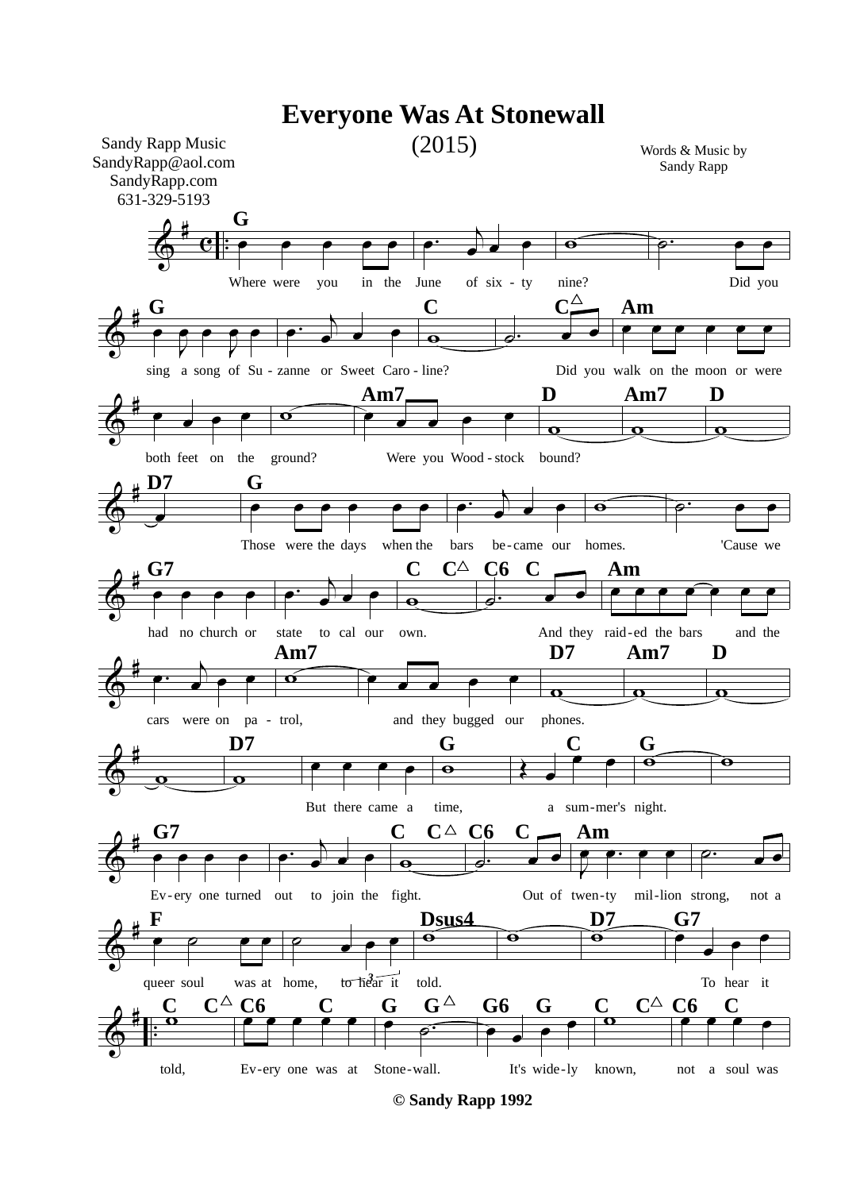# Everyone Was At Stonewall

(2015)

Sandy Rapp Music
SandyRapp@aol.com
SandyRapp.com
631-329-5193

Words & Music by
Sandy Rapp

Where were you in the June of six - ty nine? Did you sing a song of Su - zanne or Sweet Caro - line? Did you walk on the moon or were both feet on the ground? Were you Wood - stock bound?

Those were the days when the bars be - came our homes. 'Cause we had no church or state to cal our own. And they raid - ed the bars and the cars were on pa - trol, and they bugged our phones.

But there came a time, a sum - mer's night. Ev - ery one turned out to join the fight. Out of twen - ty mil - lion strong, not a queer soul was at home, to hear it told. To hear it told,

Ev - ery one was at Stone - wall. It's wide - ly known, not a soul was

© Sandy Rapp 1992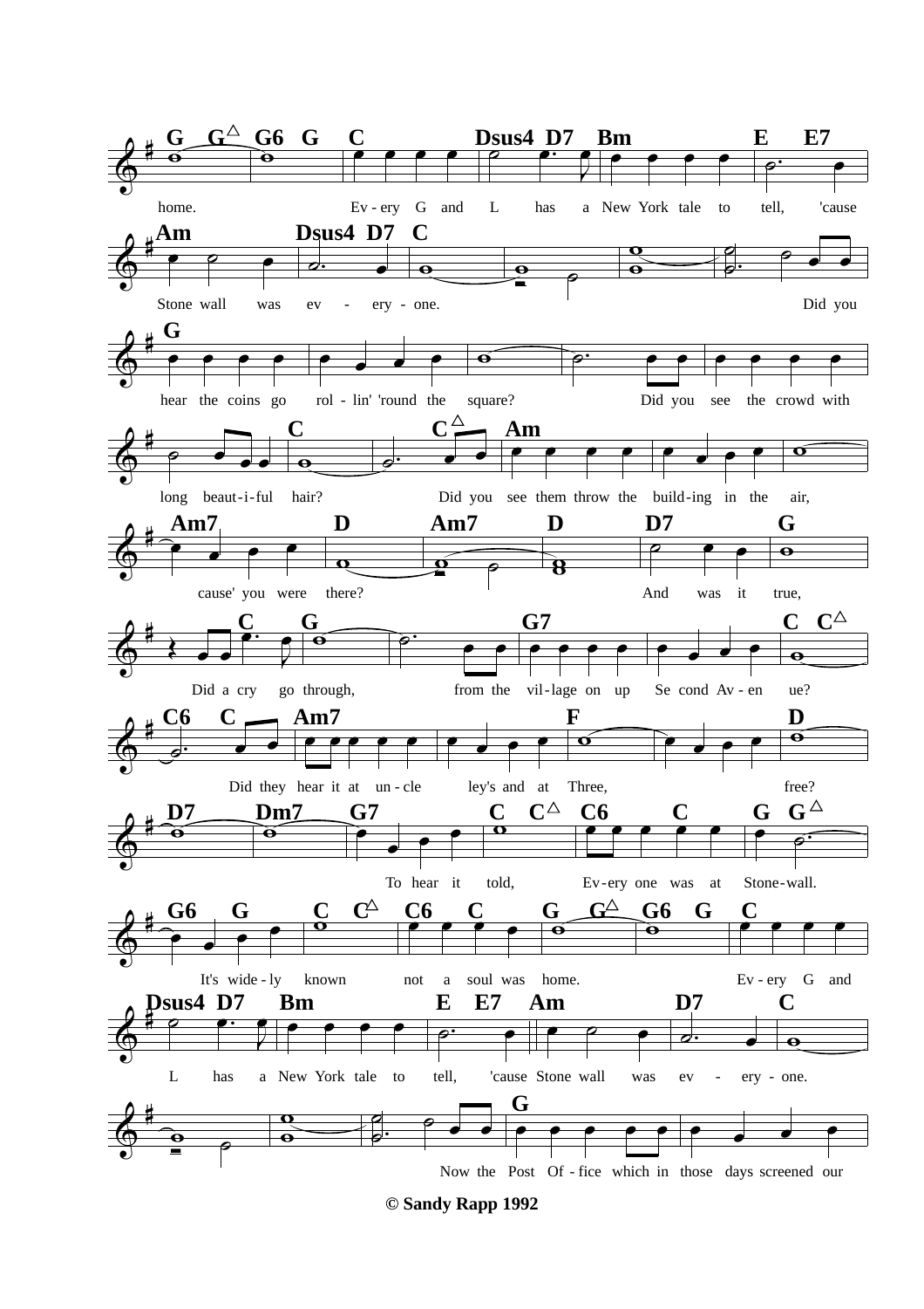home. Ev - ery G and L has a New York tale to tell, 'cause

Stone wall was ev - ery - one. Did you

hear the coins go rol - lin' 'round the square? Did you see the crowd with

long beaut-i-ful hair? Did you see them throw the build-ing in the air,

cause' you were there? And was it true,

Did a cry go through, from the vil-lage on up Se cond Av - en ue?

Did they hear it at un - cle ley's and at Three, free?

To hear it told, Ev-ery one was at Stone-wall.

It's wide - ly known not a soul was home. Ev - ery G and

L has a New York tale to tell, 'cause Stone wall was ev - ery - one.

Now the Post Of - fice which in those days screened our

**© Sandy Rapp 1992**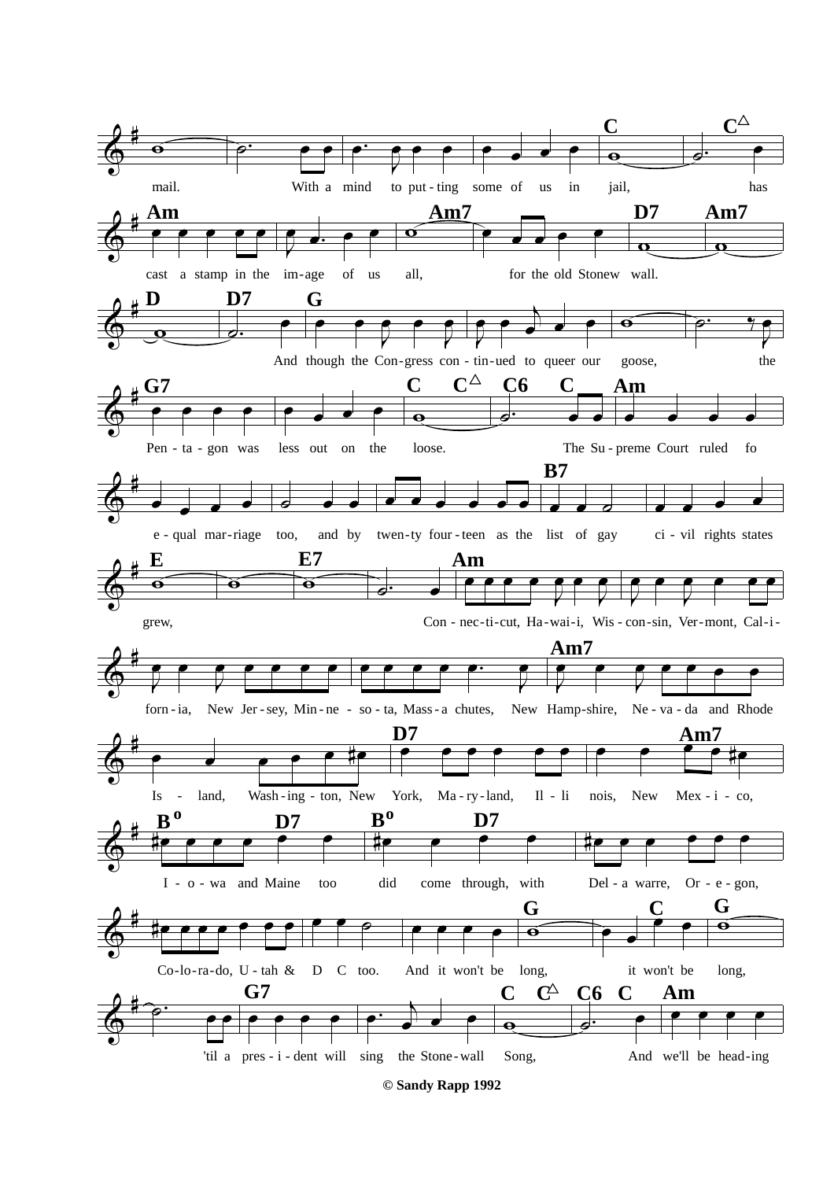mail. With a mind to put-ting some of us in jail, has

cast a stamp in the im-age of us all, for the old Stonew wall.

And though the Con-gress con-tin-ued to queer our goose, the

Pen-ta-gon was less out on the loose. The Su-preme Court ruled fo

e-qual mar-riage too, and by twen-ty four-teen as the list of gay ci-vil rights states

grew, Con-nec-ti-cut, Ha-wai-i, Wis-con-sin, Ver-mont, Cal-i-

forn-ia, New Jer-sey, Min-ne-so-ta, Mass-a chutes, New Hamp-shire, Ne-va-da and Rhode

Is-land, Wash-ing-ton, New York, Ma-ry-land, Il-li nois, New Mex-i-co,

I-o-wa and Maine too did come through, with Del-a warre, Or-e-gon,

Co-lo-ra-do, U-tah & D C too. And it won't be long, it won't be long,

'til a pres-i-dent will sing the Stone-wall Song, And we'll be head-ing

**© Sandy Rapp 1992**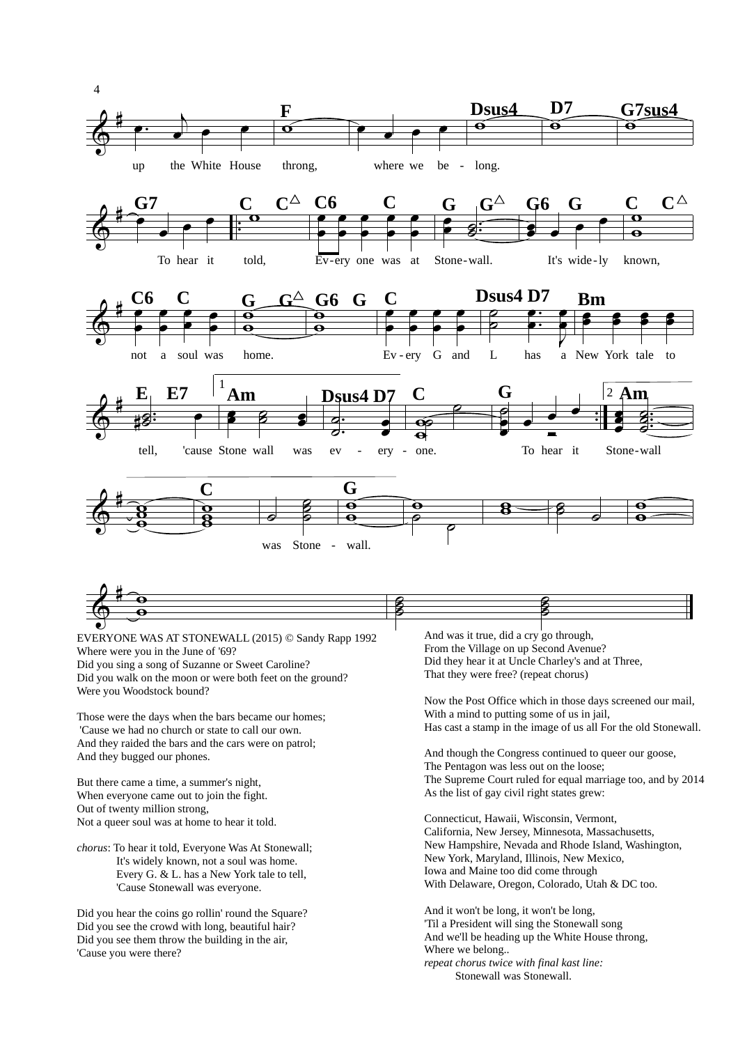EVERYONE WAS AT STONEWALL (2015) © Sandy Rapp 1992
Where were you in the June of '69?
Did you sing a song of Suzanne or Sweet Caroline?
Did you walk on the moon or were both feet on the ground?
Were you Woodstock bound?

Those were the days when the bars became our homes;
'Cause we had no church or state to call our own.
And they raided the bars and the cars were on patrol;
And they bugged our phones.

But there came a time, a summer's night,
When everyone came out to join the fight.
Out of twenty million strong,
Not a queer soul was at home to hear it told.

*chorus*: To hear it told, Everyone Was At Stonewall;
It's widely known, not a soul was home.
Every G. & L. has a New York tale to tell,
'Cause Stonewall was everyone.

Did you hear the coins go rollin' round the Square?
Did you see the crowd with long, beautiful hair?
Did you see them throw the building in the air,
'Cause you were there?

And was it true, did a cry go through,
From the Village on up Second Avenue?
Did they hear it at Uncle Charley's and at Three,
That they were free? (repeat chorus)

Now the Post Office which in those days screened our mail,
With a mind to putting some of us in jail,
Has cast a stamp in the image of us all For the old Stonewall.

And though the Congress continued to queer our goose,
The Pentagon was less out on the loose;
The Supreme Court ruled for equal marriage too, and by 2014
As the list of gay civil right states grew:

Connecticut, Hawaii, Wisconsin, Vermont,
California, New Jersey, Minnesota, Massachusetts,
New Hampshire, Nevada and Rhode Island, Washington,
New York, Maryland, Illinois, New Mexico,
Iowa and Maine too did come through
With Delaware, Oregon, Colorado, Utah & DC too.

And it won't be long, it won't be long,
'Til a President will sing the Stonewall song
And we'll be heading up the White House throng,
Where we belong..
*repeat chorus twice with final kast line:*
Stonewall was Stonewall.